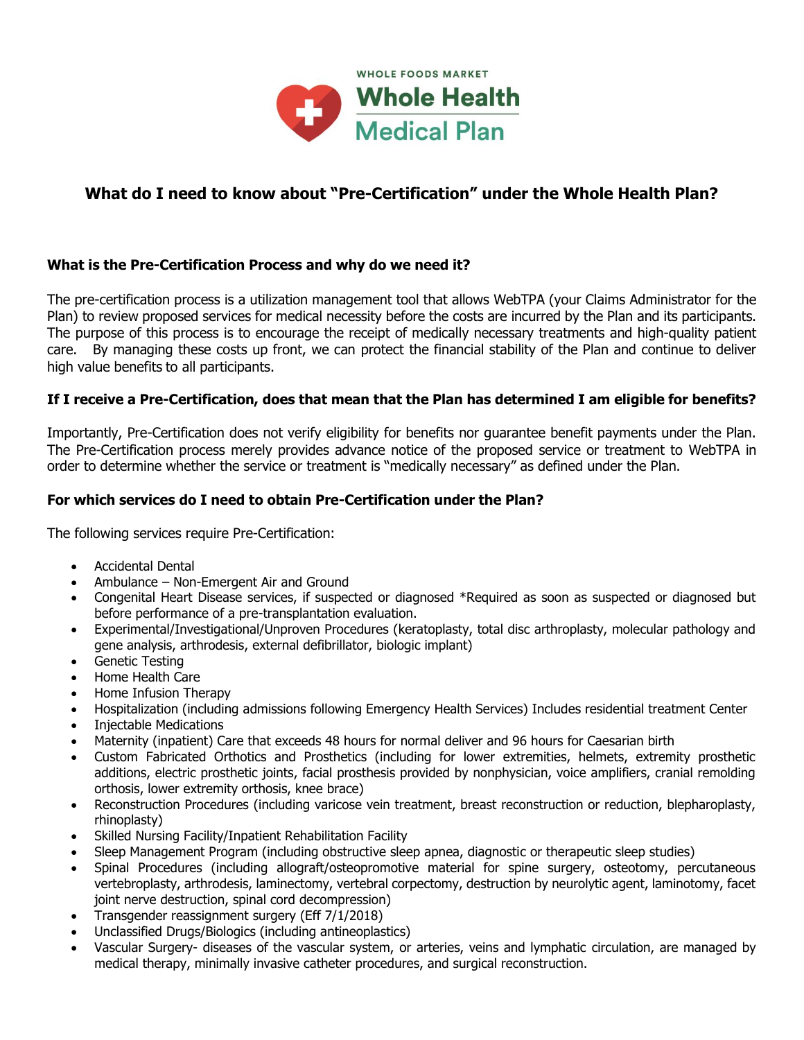WHOLE FOODS MARKET

**Whole Health Medical Plan**

## What do I need to know about "Pre-Certification" under the Whole Health Plan?

### What is the Pre-Certification Process and why do we need it?

The pre-certification process is a utilization management tool that allows WebTPA (your Claims Administrator for the Plan) to review proposed services for medical necessity before the costs are incurred by the Plan and its participants. The purpose of this process is to encourage the receipt of medically necessary treatments and high-quality patient care. By managing these costs up front, we can protect the financial stability of the Plan and continue to deliver high value benefits to all participants.

### If I receive a Pre-Certification, does that mean that the Plan has determined I am eligible for benefits?

Importantly, Pre-Certification does not verify eligibility for benefits nor guarantee benefit payments under the Plan. The Pre-Certification process merely provides advance notice of the proposed service or treatment to WebTPA in order to determine whether the service or treatment is "medically necessary" as defined under the Plan.

### For which services do I need to obtain Pre-Certification under the Plan?

The following services require Pre-Certification:

- Accidental Dental
- Ambulance – Non-Emergent Air and Ground
- Congenital Heart Disease services, if suspected or diagnosed *Required as soon as suspected or diagnosed but before performance of a pre-transplantation evaluation.
- Experimental/Investigational/Unproven Procedures (keratoplasty, total disc arthroplasty, molecular pathology and gene analysis, arthrodesis, external defibrillator, biologic implant)
- Genetic Testing
- Home Health Care
- Home Infusion Therapy
- Hospitalization (including admissions following Emergency Health Services) Includes residential treatment Center
- Injectable Medications
- Maternity (inpatient) Care that exceeds 48 hours for normal deliver and 96 hours for Caesarian birth
- Custom Fabricated Orthotics and Prosthetics (including for lower extremities, helmets, extremity prosthetic additions, electric prosthetic joints, facial prosthesis provided by nonphysician, voice amplifiers, cranial remolding orthosis, lower extremity orthosis, knee brace)
- Reconstruction Procedures (including varicose vein treatment, breast reconstruction or reduction, blepharoplasty, rhinoplasty)
- Skilled Nursing Facility/Inpatient Rehabilitation Facility
- Sleep Management Program (including obstructive sleep apnea, diagnostic or therapeutic sleep studies)
- Spinal Procedures (including allograft/osteopromotive material for spine surgery, osteotomy, percutaneous vertebroplasty, arthrodesis, laminectomy, vertebral corpectomy, destruction by neurolytic agent, laminotomy, facet joint nerve destruction, spinal cord decompression)
- Transgender reassignment surgery (Eff 7/1/2018)
- Unclassified Drugs/Biologics (including antineoplastics)
- Vascular Surgery- diseases of the vascular system, or arteries, veins and lymphatic circulation, are managed by medical therapy, minimally invasive catheter procedures, and surgical reconstruction.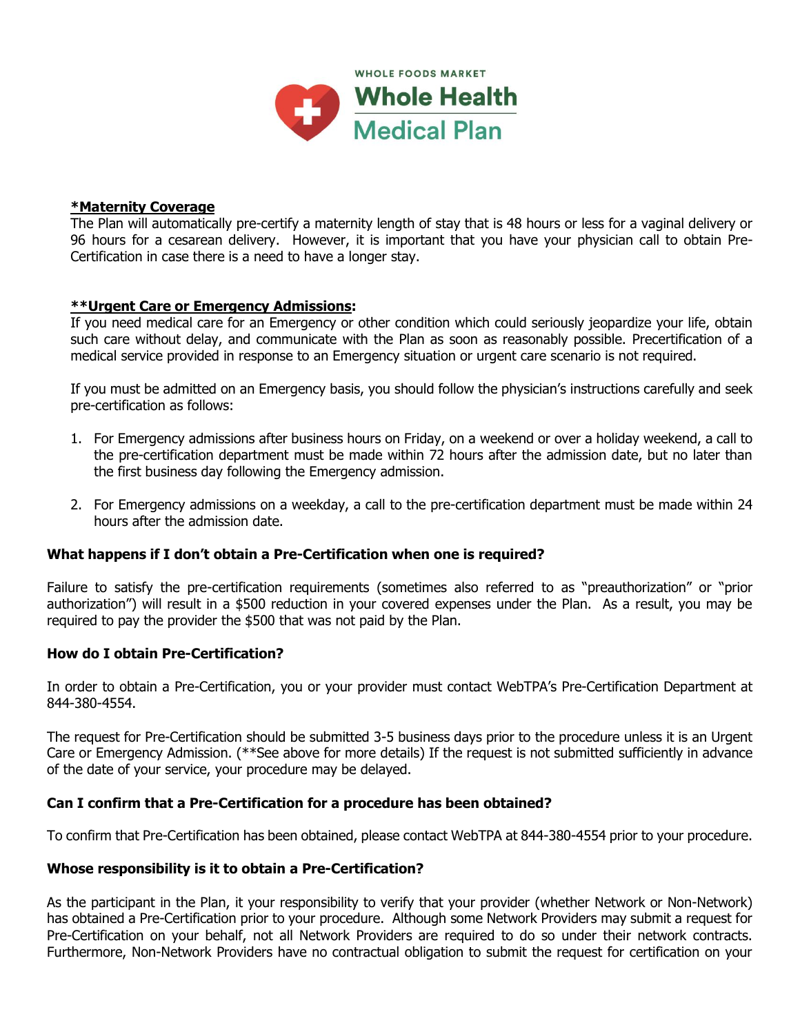**\*Maternity Coverage**

The Plan will automatically pre-certify a maternity length of stay that is 48 hours or less for a vaginal delivery or 96 hours for a cesarean delivery. However, it is important that you have your physician call to obtain Pre-Certification in case there is a need to have a longer stay.

**\*\*Urgent Care or Emergency Admissions:**

If you need medical care for an Emergency or other condition which could seriously jeopardize your life, obtain such care without delay, and communicate with the Plan as soon as reasonably possible. Precertification of a medical service provided in response to an Emergency situation or urgent care scenario is not required.

If you must be admitted on an Emergency basis, you should follow the physician's instructions carefully and seek pre-certification as follows:

1. For Emergency admissions after business hours on Friday, on a weekend or over a holiday weekend, a call to the pre-certification department must be made within 72 hours after the admission date, but no later than the first business day following the Emergency admission.
2. For Emergency admissions on a weekday, a call to the pre-certification department must be made within 24 hours after the admission date.

### What happens if I don't obtain a Pre-Certification when one is required?

Failure to satisfy the pre-certification requirements (sometimes also referred to as "preauthorization" or "prior authorization") will result in a $500 reduction in your covered expenses under the Plan. As a result, you may be required to pay the provider the $500 that was not paid by the Plan.

### How do I obtain Pre-Certification?

In order to obtain a Pre-Certification, you or your provider must contact WebTPA's Pre-Certification Department at 844-380-4554.

The request for Pre-Certification should be submitted 3-5 business days prior to the procedure unless it is an Urgent Care or Emergency Admission. (**See above for more details) If the request is not submitted sufficiently in advance of the date of your service, your procedure may be delayed.

### Can I confirm that a Pre-Certification for a procedure has been obtained?

To confirm that Pre-Certification has been obtained, please contact WebTPA at 844-380-4554 prior to your procedure.

### Whose responsibility is it to obtain a Pre-Certification?

As the participant in the Plan, it your responsibility to verify that your provider (whether Network or Non-Network) has obtained a Pre-Certification prior to your procedure. Although some Network Providers may submit a request for Pre-Certification on your behalf, not all Network Providers are required to do so under their network contracts. Furthermore, Non-Network Providers have no contractual obligation to submit the request for certification on your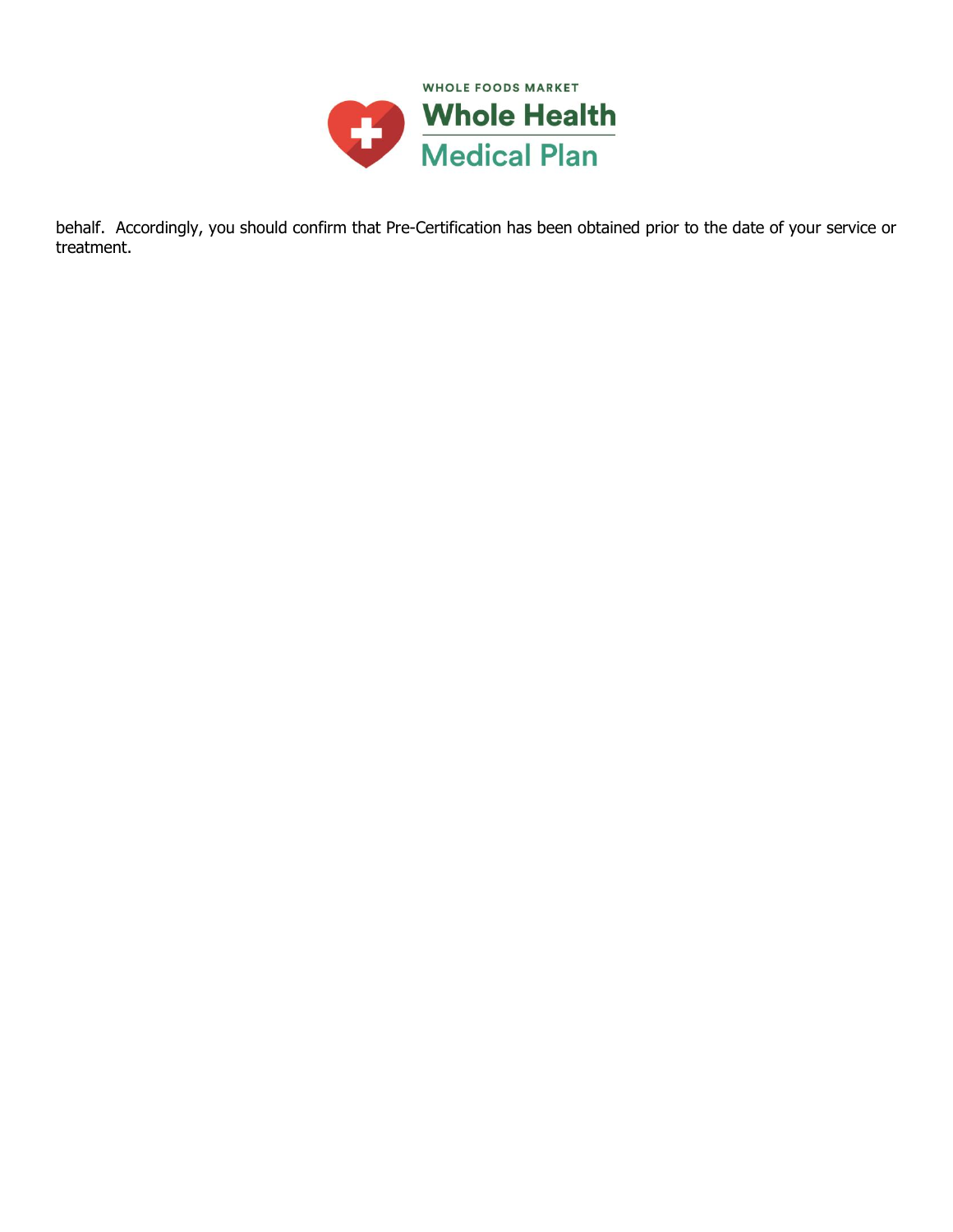behalf. Accordingly, you should confirm that Pre-Certification has been obtained prior to the date of your service or treatment.